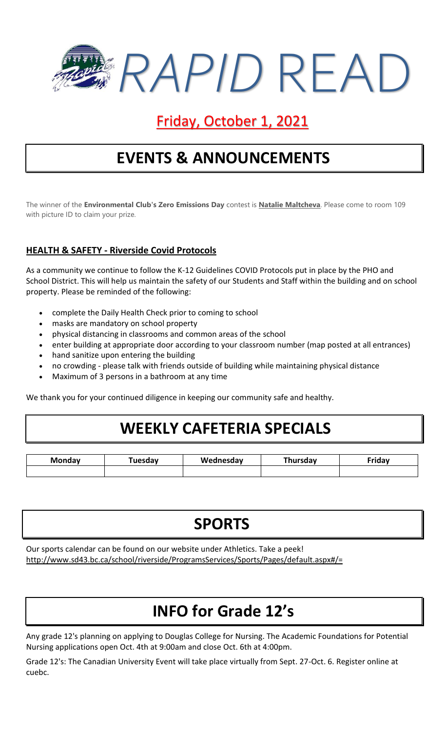# *RAPID* READ

## Friday, October 1, 2021

# EVENTS & ANNOUNCEMENTS

The winner of the **Environmental Club's Zero Emissions Day** contest is **Natalie Maltcheva**. Please come to room 109 with picture ID to claim your prize.

### HEALTH & SAFETY - Riverside Covid Protocols

As a community we continue to follow the K-12 Guidelines COVID Protocols put in place by the PHO and School District. This will help us maintain the safety of our Students and Staff within the building and on school property. Please be reminded of the following:

- complete the Daily Health Check prior to coming to school
- masks are mandatory on school property
- physical distancing in classrooms and common areas of the school
- enter building at appropriate door according to your classroom number (map posted at all entrances)
- hand sanitize upon entering the building
- no crowding - please talk with friends outside of building while maintaining physical distance
- Maximum of 3 persons in a bathroom at any time

We thank you for your continued diligence in keeping our community safe and healthy.

# WEEKLY CAFETERIA SPECIALS

| Monday | Tuesday | Wednesday | Thursday | Friday |
|---|---|---|---|---|
| | | | | |

# SPORTS

Our sports calendar can be found on our website under Athletics. Take a peek!
http://www.sd43.bc.ca/school/riverside/ProgramsServices/Sports/Pages/default.aspx#/=

# INFO for Grade 12's

Any grade 12's planning on applying to Douglas College for Nursing. The Academic Foundations for Potential Nursing applications open Oct. 4th at 9:00am and close Oct. 6th at 4:00pm.

Grade 12's: The Canadian University Event will take place virtually from Sept. 27-Oct. 6. Register online at cuebc.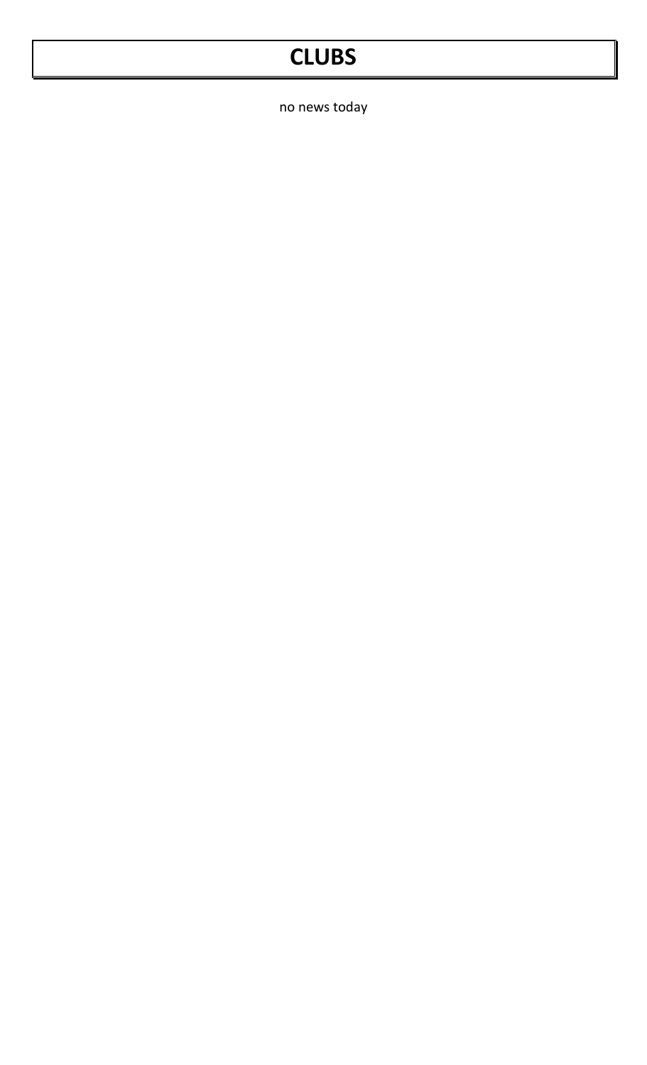# CLUBS

no news today